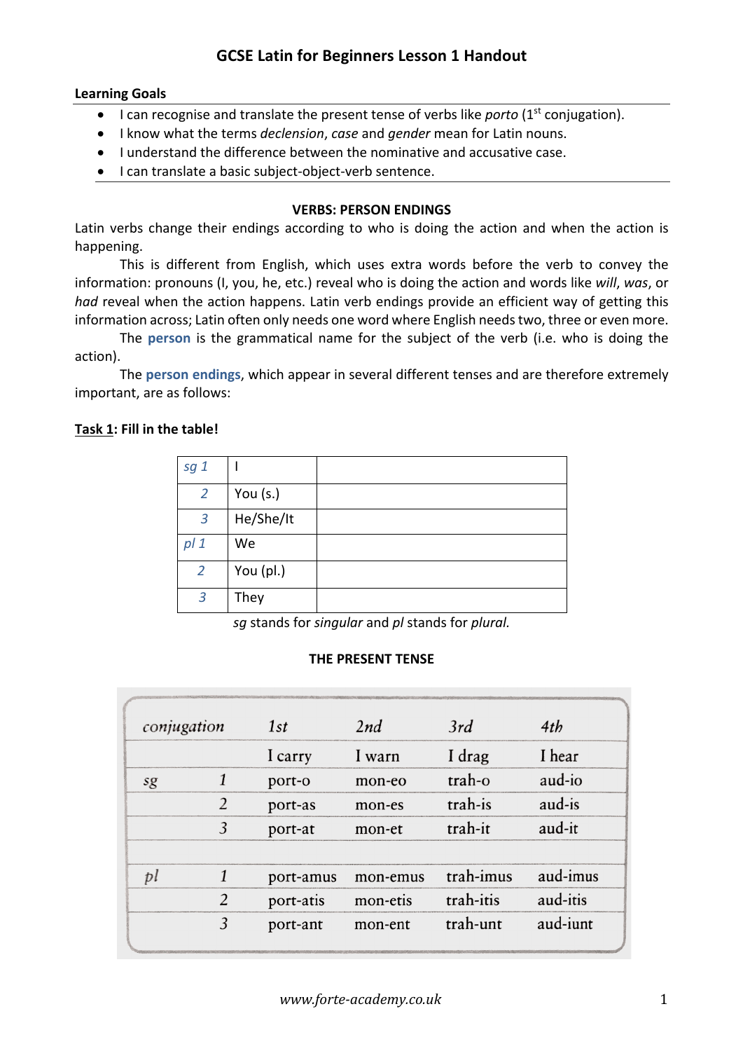# GCSE Latin for Beginners Lesson 1 Handout

**Learning Goals**

- I can recognise and translate the present tense of verbs like *porto* (1st conjugation).
- I know what the terms *declension*, *case* and *gender* mean for Latin nouns.
- I understand the difference between the nominative and accusative case.
- I can translate a basic subject-object-verb sentence.

### VERBS: PERSON ENDINGS

Latin verbs change their endings according to who is doing the action and when the action is happening.

This is different from English, which uses extra words before the verb to convey the information: pronouns (I, you, he, etc.) reveal who is doing the action and words like *will*, *was*, or *had* reveal when the action happens. Latin verb endings provide an efficient way of getting this information across; Latin often only needs one word where English needs two, three or even more.

The **person** is the grammatical name for the subject of the verb (i.e. who is doing the action).

The **person endings**, which appear in several different tenses and are therefore extremely important, are as follows:

**Task 1: Fill in the table!**

| | | |
|---|---|---|
| *sg 1* | I | |
| *2* | You (s.) | |
| *3* | He/She/It | |
| *pl 1* | We | |
| *2* | You (pl.) | |
| *3* | They | |

*sg* stands for *singular* and *pl* stands for *plural.*

### THE PRESENT TENSE

| *conjugation* | | *1st* | *2nd* | *3rd* | *4th* |
|---|---|---|---|---|---|
| | | I carry | I warn | I drag | I hear |
| *sg* | *1* | port-o | mon-eo | trah-o | aud-io |
| | *2* | port-as | mon-es | trah-is | aud-is |
| | *3* | port-at | mon-et | trah-it | aud-it |
| | | | | | |
| *pl* | *1* | port-amus | mon-emus | trah-imus | aud-imus |
| | *2* | port-atis | mon-etis | trah-itis | aud-itis |
| | *3* | port-ant | mon-ent | trah-unt | aud-iunt |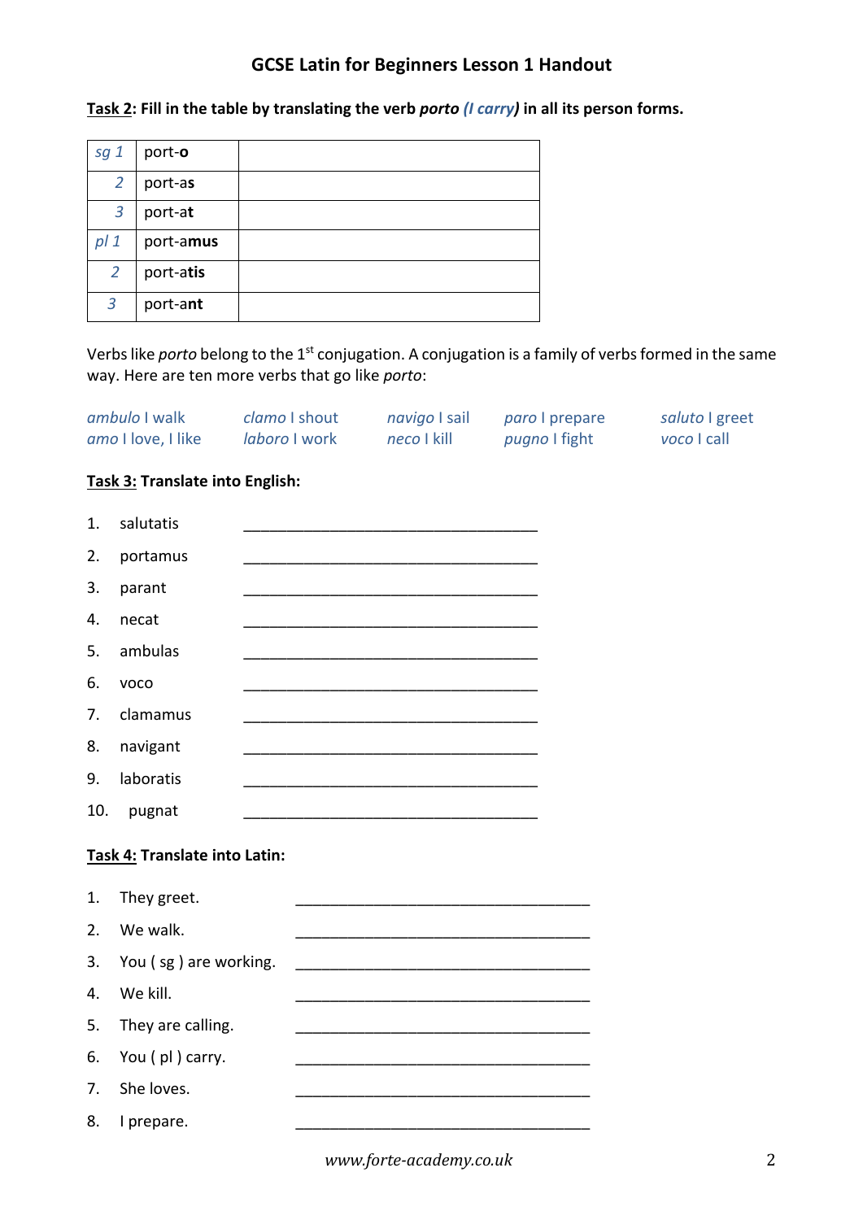## GCSE Latin for Beginners Lesson 1 Handout

**Task 2: Fill in the table by translating the verb *porto (I carry)* in all its person forms.**

| | | |
|---|---|---|
| *sg 1* | port-**o** | |
| *2* | port-a**s** | |
| *3* | port-a**t** | |
| *pl 1* | port-a**mus** | |
| *2* | port-a**tis** | |
| *3* | port-a**nt** | |

Verbs like *porto* belong to the 1st conjugation. A conjugation is a family of verbs formed in the same way. Here are ten more verbs that go like *porto*:

*ambulo* I walk
*amo* I love, I like
*clamo* I shout
*laboro* I work
*navigo* I sail
*neco* I kill
*paro* I prepare
*pugno* I fight
*saluto* I greet
*voco* I call

**Task 3: Translate into English:**

1. salutatis ________________________________
2. portamus ________________________________
3. parant ________________________________
4. necat ________________________________
5. ambulas ________________________________
6. voco ________________________________
7. clamamus ________________________________
8. navigant ________________________________
9. laboratis ________________________________
10. pugnat ________________________________

**Task 4: Translate into Latin:**

1. They greet. ________________________________
2. We walk. ________________________________
3. You ( sg ) are working. ________________________________
4. We kill. ________________________________
5. They are calling. ________________________________
6. You ( pl ) carry. ________________________________
7. She loves. ________________________________
8. I prepare. ________________________________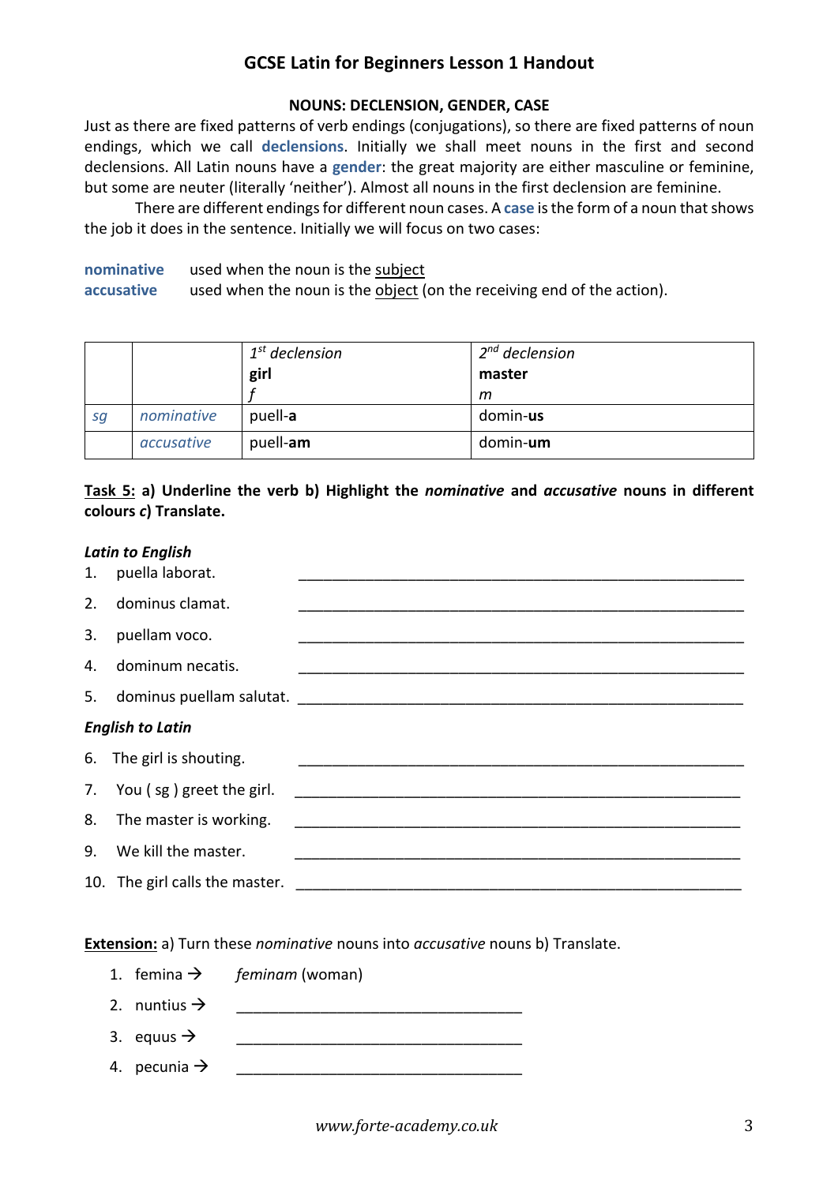## GCSE Latin for Beginners Lesson 1 Handout

### NOUNS: DECLENSION, GENDER, CASE

Just as there are fixed patterns of verb endings (conjugations), so there are fixed patterns of noun endings, which we call **declensions**. Initially we shall meet nouns in the first and second declensions. All Latin nouns have a **gender**: the great majority are either masculine or feminine, but some are neuter (literally 'neither'). Almost all nouns in the first declension are feminine.

There are different endings for different noun cases. A **case** is the form of a noun that shows the job it does in the sentence. Initially we will focus on two cases:

**nominative** used when the noun is the subject
**accusative** used when the noun is the object (on the receiving end of the action).

| | | *1st declension* **girl** *f* | *2nd declension* **master** *m* |
|---|---|---|---|
| *sg* | *nominative* | puell-**a** | domin-**us** |
| | *accusative* | puell-**am** | domin-**um** |

**Task 5: a) Underline the verb b) Highlight the *nominative* and *accusative* nouns in different colours *c*) Translate.**

***Latin to English***

1. puella laborat. ____________________
2. dominus clamat. ____________________
3. puellam voco. ____________________
4. dominum necatis. ____________________
5. dominus puellam salutat. ____________________

***English to Latin***

6. The girl is shouting. ____________________
7. You ( sg ) greet the girl. ____________________
8. The master is working. ____________________
9. We kill the master. ____________________
10. The girl calls the master. ____________________

**Extension:** a) Turn these *nominative* nouns into *accusative* nouns b) Translate.

1. femina → *feminam* (woman)
2. nuntius → ____________________
3. equus → ____________________
4. pecunia → ____________________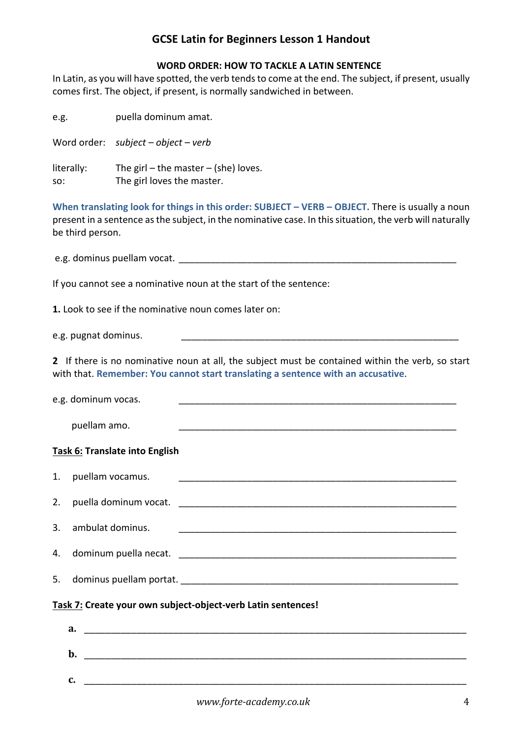# GCSE Latin for Beginners Lesson 1 Handout

**WORD ORDER: HOW TO TACKLE A LATIN SENTENCE**

In Latin, as you will have spotted, the verb tends to come at the end. The subject, if present, usually comes first. The object, if present, is normally sandwiched in between.

e.g. puella dominum amat.

Word order: *subject – object – verb*

literally: The girl – the master – (she) loves.
so: The girl loves the master.

**When translating look for things in this order: SUBJECT – VERB – OBJECT.** There is usually a noun present in a sentence as the subject, in the nominative case. In this situation, the verb will naturally be third person.

e.g. dominus puellam vocat. ______________________________________________________

If you cannot see a nominative noun at the start of the sentence:

**1.** Look to see if the nominative noun comes later on:

e.g. pugnat dominus. ______________________________________________________

**2** If there is no nominative noun at all, the subject must be contained within the verb, so start with that. **Remember: You cannot start translating a sentence with an accusative**.

e.g. dominum vocas. ______________________________________________________

puellam amo. ______________________________________________________

**<u>Task 6:</u> Translate into English**

1. puellam vocamus. ______________________________________________________
2. puella dominum vocat. ______________________________________________________
3. ambulat dominus. ______________________________________________________
4. dominum puella necat. ______________________________________________________
5. dominus puellam portat. ______________________________________________________

**<u>Task 7:</u> Create your own subject-object-verb Latin sentences!**

**a.** ______________________________________________________________________

**b.** ______________________________________________________________________

**c.** ______________________________________________________________________

*www.forte-academy.co.uk*